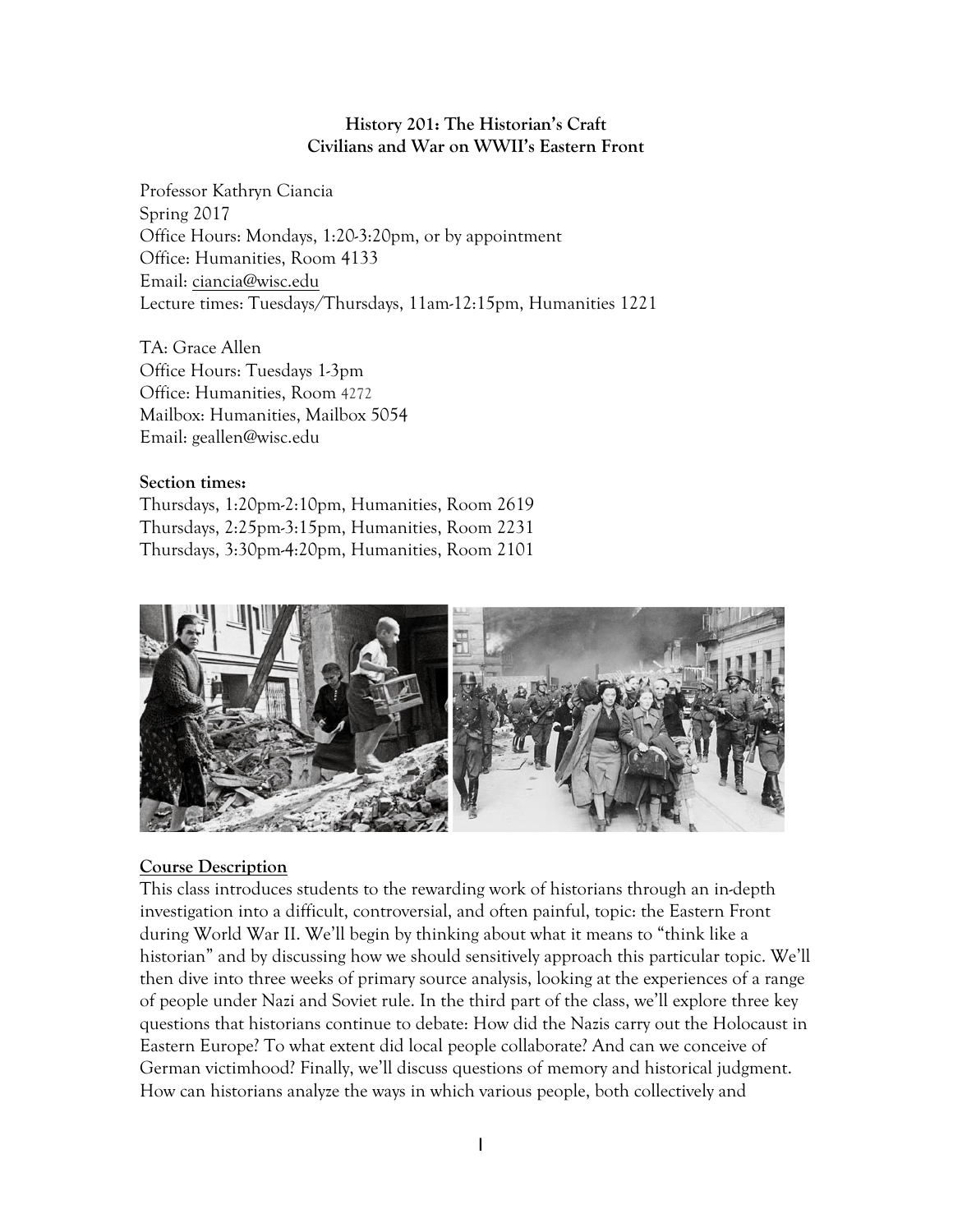**History 201: The Historian's Craft**
**Civilians and War on WWII's Eastern Front**

Professor Kathryn Ciancia
Spring 2017
Office Hours: Mondays, 1:20-3:20pm, or by appointment
Office: Humanities, Room 4133
Email: ciancia@wisc.edu
Lecture times: Tuesdays/Thursdays, 11am-12:15pm, Humanities 1221

TA: Grace Allen
Office Hours: Tuesdays 1-3pm
Office: Humanities, Room 4272
Mailbox: Humanities, Mailbox 5054
Email: geallen@wisc.edu

**Section times:**
Thursdays, 1:20pm-2:10pm, Humanities, Room 2619
Thursdays, 2:25pm-3:15pm, Humanities, Room 2231
Thursdays, 3:30pm-4:20pm, Humanities, Room 2101

## Course Description

This class introduces students to the rewarding work of historians through an in-depth investigation into a difficult, controversial, and often painful, topic: the Eastern Front during World War II. We'll begin by thinking about what it means to "think like a historian" and by discussing how we should sensitively approach this particular topic. We'll then dive into three weeks of primary source analysis, looking at the experiences of a range of people under Nazi and Soviet rule. In the third part of the class, we'll explore three key questions that historians continue to debate: How did the Nazis carry out the Holocaust in Eastern Europe? To what extent did local people collaborate? And can we conceive of German victimhood? Finally, we'll discuss questions of memory and historical judgment. How can historians analyze the ways in which various people, both collectively and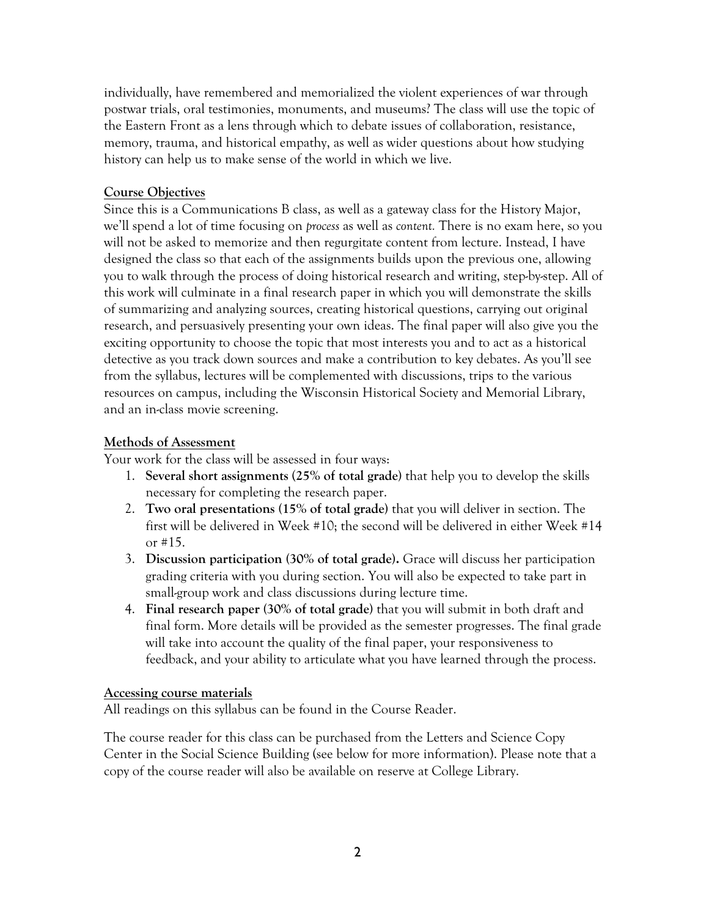individually, have remembered and memorialized the violent experiences of war through postwar trials, oral testimonies, monuments, and museums? The class will use the topic of the Eastern Front as a lens through which to debate issues of collaboration, resistance, memory, trauma, and historical empathy, as well as wider questions about how studying history can help us to make sense of the world in which we live.

## Course Objectives

Since this is a Communications B class, as well as a gateway class for the History Major, we'll spend a lot of time focusing on *process* as well as *content.* There is no exam here, so you will not be asked to memorize and then regurgitate content from lecture. Instead, I have designed the class so that each of the assignments builds upon the previous one, allowing you to walk through the process of doing historical research and writing, step-by-step. All of this work will culminate in a final research paper in which you will demonstrate the skills of summarizing and analyzing sources, creating historical questions, carrying out original research, and persuasively presenting your own ideas. The final paper will also give you the exciting opportunity to choose the topic that most interests you and to act as a historical detective as you track down sources and make a contribution to key debates. As you'll see from the syllabus, lectures will be complemented with discussions, trips to the various resources on campus, including the Wisconsin Historical Society and Memorial Library, and an in-class movie screening.

## Methods of Assessment

Your work for the class will be assessed in four ways:

1. **Several short assignments (25% of total grade)** that help you to develop the skills necessary for completing the research paper.
2. **Two oral presentations (15% of total grade)** that you will deliver in section. The first will be delivered in Week #10; the second will be delivered in either Week #14 or #15.
3. **Discussion participation (30% of total grade).** Grace will discuss her participation grading criteria with you during section. You will also be expected to take part in small-group work and class discussions during lecture time.
4. **Final research paper (30% of total grade)** that you will submit in both draft and final form. More details will be provided as the semester progresses. The final grade will take into account the quality of the final paper, your responsiveness to feedback, and your ability to articulate what you have learned through the process.

## Accessing course materials

All readings on this syllabus can be found in the Course Reader.

The course reader for this class can be purchased from the Letters and Science Copy Center in the Social Science Building (see below for more information). Please note that a copy of the course reader will also be available on reserve at College Library.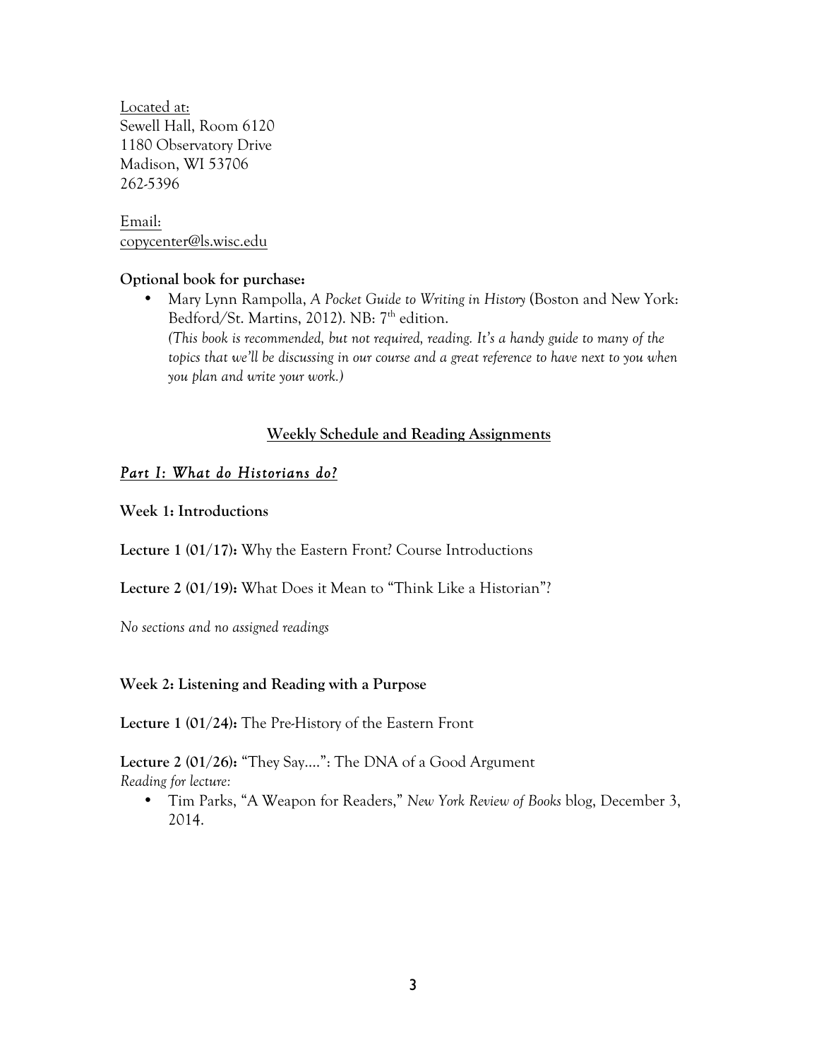<u>Located at:</u>
Sewell Hall, Room 6120
1180 Observatory Drive
Madison, WI 53706
262-5396

<u>Email:</u>
copycenter@ls.wisc.edu

**Optional book for purchase:**

- Mary Lynn Rampolla, *A Pocket Guide to Writing in History* (Boston and New York: Bedford/St. Martins, 2012). NB: 7th edition.
  *(This book is recommended, but not required, reading. It's a handy guide to many of the topics that we'll be discussing in our course and a great reference to have next to you when you plan and write your work.)*

## Weekly Schedule and Reading Assignments

### *Part I: What do Historians do?*

**Week 1: Introductions**

**Lecture 1 (01/17):** Why the Eastern Front? Course Introductions

**Lecture 2 (01/19):** What Does it Mean to "Think Like a Historian"?

*No sections and no assigned readings*

**Week 2: Listening and Reading with a Purpose**

**Lecture 1 (01/24):** The Pre-History of the Eastern Front

**Lecture 2 (01/26):** "They Say….": The DNA of a Good Argument
*Reading for lecture:*

- Tim Parks, "A Weapon for Readers," *New York Review of Books* blog, December 3, 2014.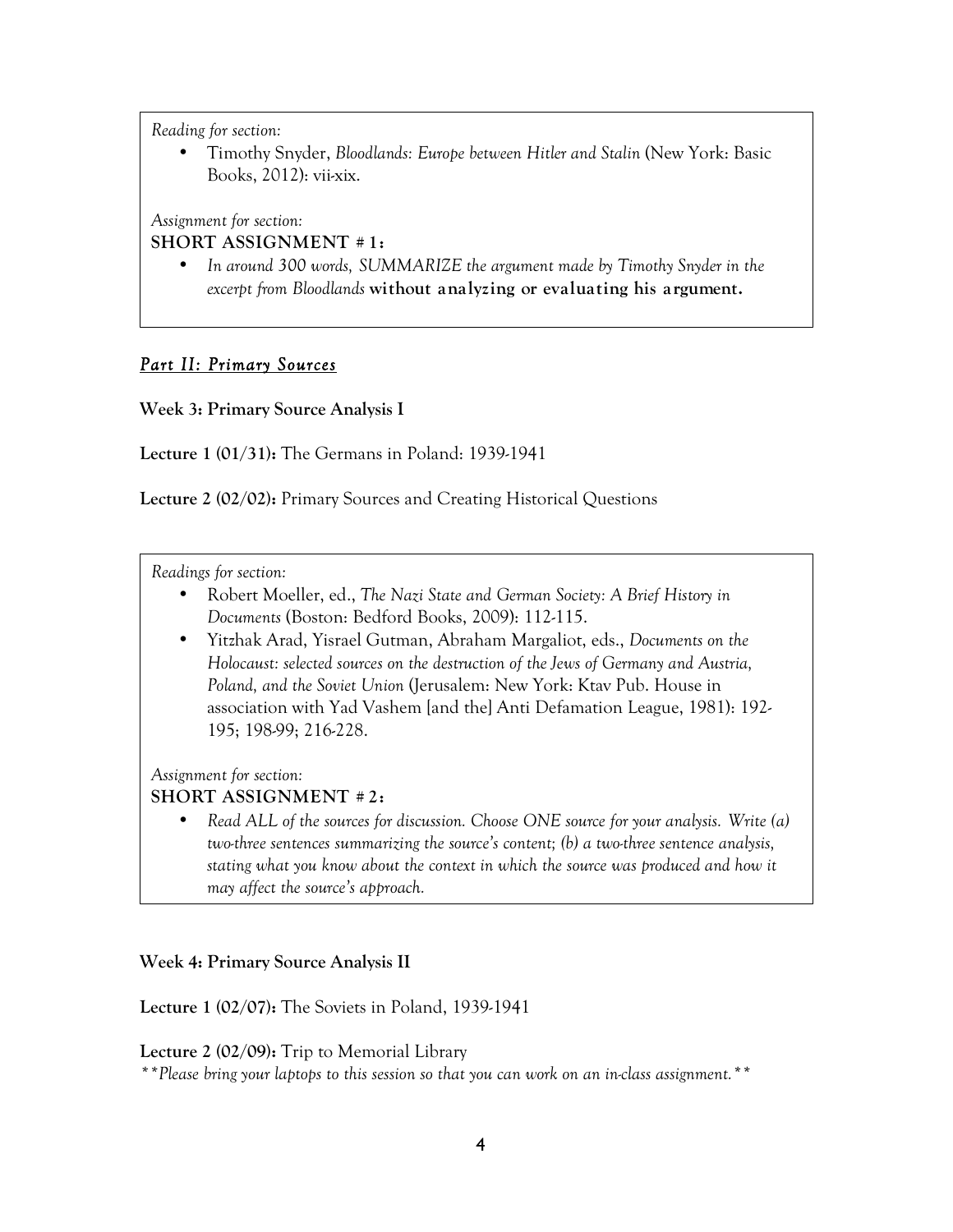*Reading for section:*

- Timothy Snyder, *Bloodlands: Europe between Hitler and Stalin* (New York: Basic Books, 2012): vii-xix.

*Assignment for section:*

**SHORT ASSIGNMENT #1:**

- *In around 300 words, SUMMARIZE the argument made by Timothy Snyder in the excerpt from Bloodlands* **without analyzing or evaluating his argument.**

## *Part II: Primary Sources*

**Week 3: Primary Source Analysis I**

**Lecture 1 (01/31):** The Germans in Poland: 1939-1941

**Lecture 2 (02/02):** Primary Sources and Creating Historical Questions

*Readings for section:*

- Robert Moeller, ed., *The Nazi State and German Society: A Brief History in Documents* (Boston: Bedford Books, 2009): 112-115.
- Yitzhak Arad, Yisrael Gutman, Abraham Margaliot, eds., *Documents on the Holocaust: selected sources on the destruction of the Jews of Germany and Austria, Poland, and the Soviet Union* (Jerusalem: New York: Ktav Pub. House in association with Yad Vashem [and the] Anti Defamation League, 1981): 192-195; 198-99; 216-228.

*Assignment for section:*

**SHORT ASSIGNMENT #2:**

- *Read ALL of the sources for discussion. Choose ONE source for your analysis. Write (a) two-three sentences summarizing the source's content; (b) a two-three sentence analysis, stating what you know about the context in which the source was produced and how it may affect the source's approach.*

**Week 4: Primary Source Analysis II**

**Lecture 1 (02/07):** The Soviets in Poland, 1939-1941

**Lecture 2 (02/09):** Trip to Memorial Library

*\*\*Please bring your laptops to this session so that you can work on an in-class assignment.\*\**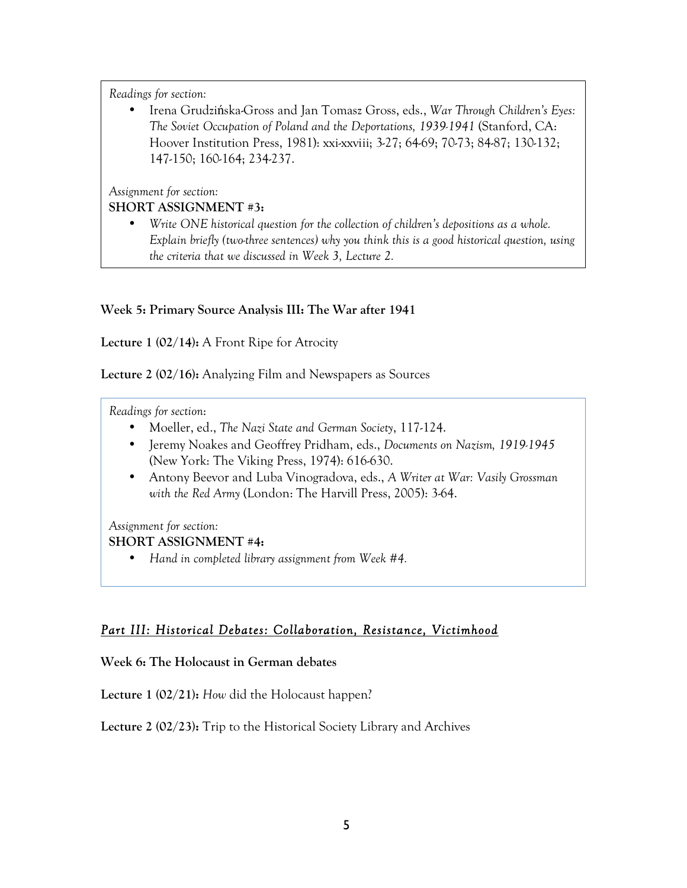*Readings for section:*

- Irena Grudzińska-Gross and Jan Tomasz Gross, eds., *War Through Children's Eyes: The Soviet Occupation of Poland and the Deportations, 1939-1941* (Stanford, CA: Hoover Institution Press, 1981): xxi-xxviii; 3-27; 64-69; 70-73; 84-87; 130-132; 147-150; 160-164; 234-237.

*Assignment for section:*

**SHORT ASSIGNMENT #3:**

- *Write ONE historical question for the collection of children's depositions as a whole. Explain briefly (two-three sentences) why you think this is a good historical question, using the criteria that we discussed in Week 3, Lecture 2.*

**Week 5: Primary Source Analysis III: The War after 1941**

**Lecture 1 (02/14):** A Front Ripe for Atrocity

**Lecture 2 (02/16):** Analyzing Film and Newspapers as Sources

*Readings for section*:

- Moeller, ed., *The Nazi State and German Society*, 117-124.
- Jeremy Noakes and Geoffrey Pridham, eds., *Documents on Nazism, 1919-1945* (New York: The Viking Press, 1974): 616-630.
- Antony Beevor and Luba Vinogradova, eds., *A Writer at War: Vasily Grossman with the Red Army* (London: The Harvill Press, 2005): 3-64.

*Assignment for section:*

**SHORT ASSIGNMENT #4:**

- *Hand in completed library assignment from Week #4.*

## *Part III: Historical Debates: Collaboration, Resistance, Victimhood*

**Week 6: The Holocaust in German debates**

**Lecture 1 (02/21):** *How* did the Holocaust happen?

**Lecture 2 (02/23):** Trip to the Historical Society Library and Archives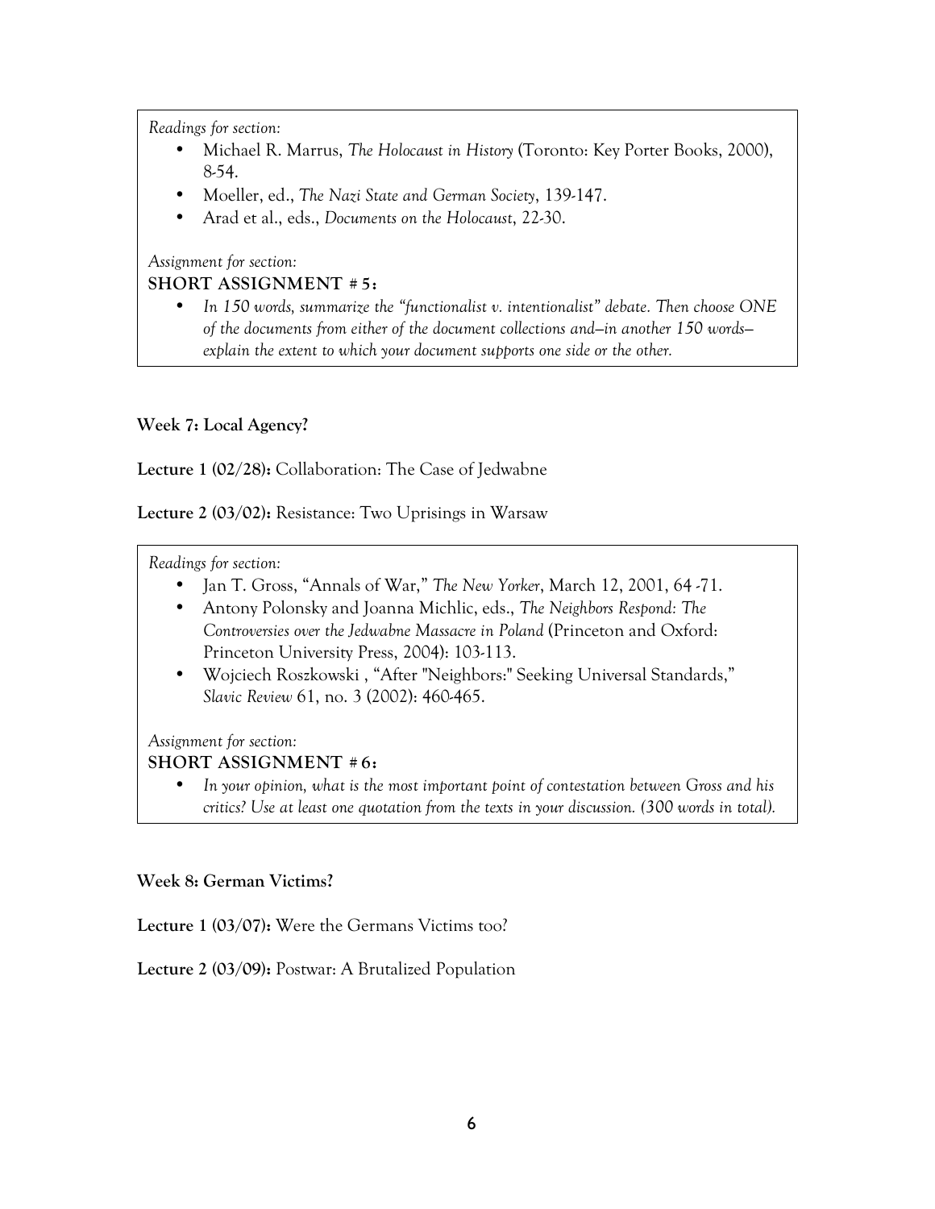*Readings for section:*

- Michael R. Marrus, *The Holocaust in History* (Toronto: Key Porter Books, 2000), 8-54.
- Moeller, ed., *The Nazi State and German Society*, 139-147.
- Arad et al., eds., *Documents on the Holocaust*, 22-30.

*Assignment for section:*

**SHORT ASSIGNMENT # 5:**

- *In 150 words, summarize the "functionalist v. intentionalist" debate. Then choose ONE of the documents from either of the document collections and—in another 150 words—explain the extent to which your document supports one side or the other.*

**Week 7: Local Agency?**

**Lecture 1 (02/28):** Collaboration: The Case of Jedwabne

**Lecture 2 (03/02):** Resistance: Two Uprisings in Warsaw

*Readings for section:*

- Jan T. Gross, "Annals of War," *The New Yorker*, March 12, 2001, 64 -71.
- Antony Polonsky and Joanna Michlic, eds., *The Neighbors Respond: The Controversies over the Jedwabne Massacre in Poland* (Princeton and Oxford: Princeton University Press, 2004): 103-113.
- Wojciech Roszkowski , "After "Neighbors:" Seeking Universal Standards," *Slavic Review* 61, no. 3 (2002): 460-465.

*Assignment for section:*

**SHORT ASSIGNMENT # 6:**

- *In your opinion, what is the most important point of contestation between Gross and his critics? Use at least one quotation from the texts in your discussion. (300 words in total).*

**Week 8: German Victims?**

**Lecture 1 (03/07):** Were the Germans Victims too?

**Lecture 2 (03/09):** Postwar: A Brutalized Population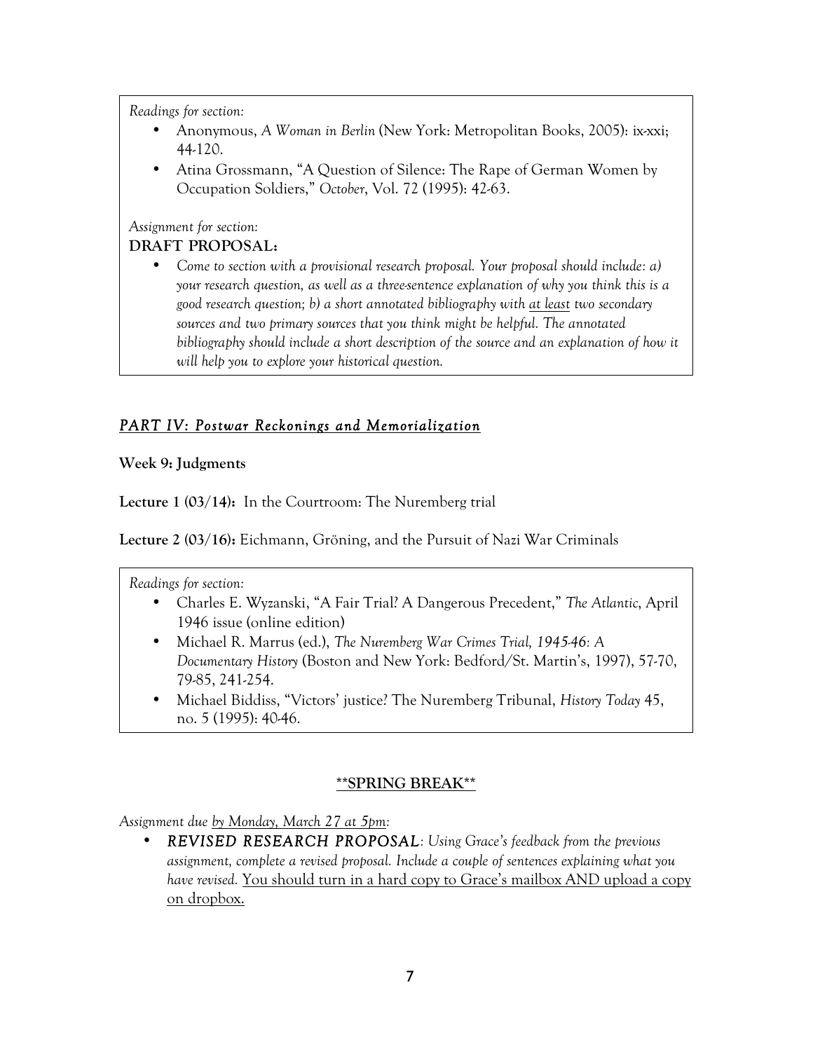*Readings for section:*

- Anonymous, *A Woman in Berlin* (New York: Metropolitan Books, 2005): ix-xxi; 44-120.
- Atina Grossmann, "A Question of Silence: The Rape of German Women by Occupation Soldiers," *October*, Vol. 72 (1995): 42-63.

*Assignment for section:*

**DRAFT PROPOSAL:**

- *Come to section with a provisional research proposal. Your proposal should include: a) your research question, as well as a three-sentence explanation of why you think this is a good research question; b) a short annotated bibliography with <u>at least</u> two secondary sources and two primary sources that you think might be helpful. The annotated bibliography should include a short description of the source and an explanation of how it will help you to explore your historical question.*

## *PART IV: Postwar Reckonings and Memorialization*

**Week 9: Judgments**

**Lecture 1 (03/14):** In the Courtroom: The Nuremberg trial

**Lecture 2 (03/16):** Eichmann, Gröning, and the Pursuit of Nazi War Criminals

*Readings for section:*

- Charles E. Wyzanski, "A Fair Trial? A Dangerous Precedent," *The Atlantic*, April 1946 issue (online edition)
- Michael R. Marrus (ed.), *The Nuremberg War Crimes Trial, 1945-46: A Documentary History* (Boston and New York: Bedford/St. Martin's, 1997), 57-70, 79-85, 241-254.
- Michael Biddiss, "Victors' justice? The Nuremberg Tribunal, *History Today* 45, no. 5 (1995): 40-46.

**<u>**SPRING BREAK**</u>**

*Assignment due <u>by Monday, March 27 at 5pm</u>:*

- ***REVISED RESEARCH PROPOSAL**: Using Grace's feedback from the previous assignment, complete a revised proposal. Include a couple of sentences explaining what you have revised.* <u>You should turn in a hard copy to Grace's mailbox AND upload a copy on dropbox.</u>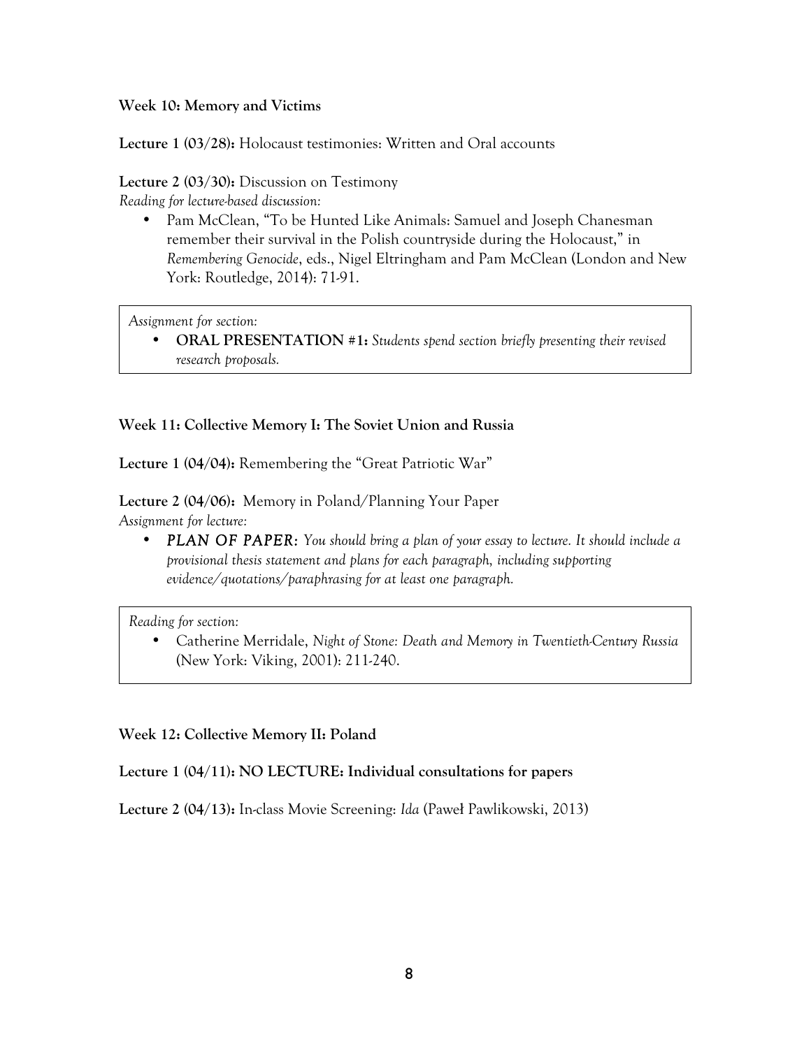**Week 10: Memory and Victims**

**Lecture 1 (03/28):** Holocaust testimonies: Written and Oral accounts

**Lecture 2 (03/30):** Discussion on Testimony

*Reading for lecture-based discussion:*

- Pam McClean, "To be Hunted Like Animals: Samuel and Joseph Chanesman remember their survival in the Polish countryside during the Holocaust," in *Remembering Genocide*, eds., Nigel Eltringham and Pam McClean (London and New York: Routledge, 2014): 71-91.

*Assignment for section:*

- **ORAL PRESENTATION #1:** *Students spend section briefly presenting their revised research proposals.*

**Week 11: Collective Memory I: The Soviet Union and Russia**

**Lecture 1 (04/04):** Remembering the "Great Patriotic War"

**Lecture 2 (04/06):** Memory in Poland/Planning Your Paper

*Assignment for lecture:*

- ***PLAN OF PAPER:*** *You should bring a plan of your essay to lecture. It should include a provisional thesis statement and plans for each paragraph, including supporting evidence/quotations/paraphrasing for at least one paragraph.*

*Reading for section:*

- Catherine Merridale, *Night of Stone: Death and Memory in Twentieth-Century Russia* (New York: Viking, 2001): 211-240.

**Week 12: Collective Memory II: Poland**

**Lecture 1 (04/11): NO LECTURE: Individual consultations for papers**

**Lecture 2 (04/13):** In-class Movie Screening: *Ida* (Paweł Pawlikowski, 2013)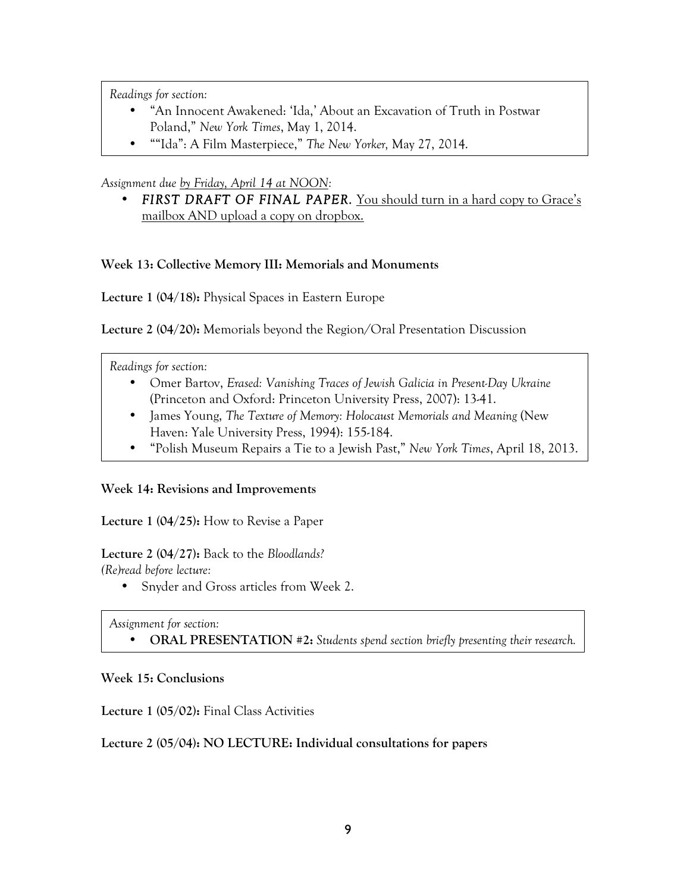*Readings for section:*

- "An Innocent Awakened: 'Ida,' About an Excavation of Truth in Postwar Poland," *New York Times*, May 1, 2014.
- ""Ida": A Film Masterpiece," *The New Yorker,* May 27, 2014.

*Assignment due <u>by Friday, April 14 at NOON</u>:*

- ***FIRST DRAFT OF FINAL PAPER.*** <u>You should turn in a hard copy to Grace's mailbox AND upload a copy on dropbox.</u>

**Week 13: Collective Memory III: Memorials and Monuments**

**Lecture 1 (04/18):** Physical Spaces in Eastern Europe

**Lecture 2 (04/20):** Memorials beyond the Region/Oral Presentation Discussion

*Readings for section:*

- Omer Bartov, *Erased: Vanishing Traces of Jewish Galicia in Present-Day Ukraine* (Princeton and Oxford: Princeton University Press, 2007): 13-41.
- James Young, *The Texture of Memory: Holocaust Memorials and Meaning* (New Haven: Yale University Press, 1994): 155-184.
- "Polish Museum Repairs a Tie to a Jewish Past," *New York Times*, April 18, 2013.

**Week 14: Revisions and Improvements**

**Lecture 1 (04/25):** How to Revise a Paper

**Lecture 2 (04/27):** Back to the *Bloodlands?*

*(Re)read before lecture:*

- Snyder and Gross articles from Week 2.

*Assignment for section:*

- **ORAL PRESENTATION #2:** *Students spend section briefly presenting their research.*

**Week 15: Conclusions**

**Lecture 1 (05/02):** Final Class Activities

**Lecture 2 (05/04): NO LECTURE: Individual consultations for papers**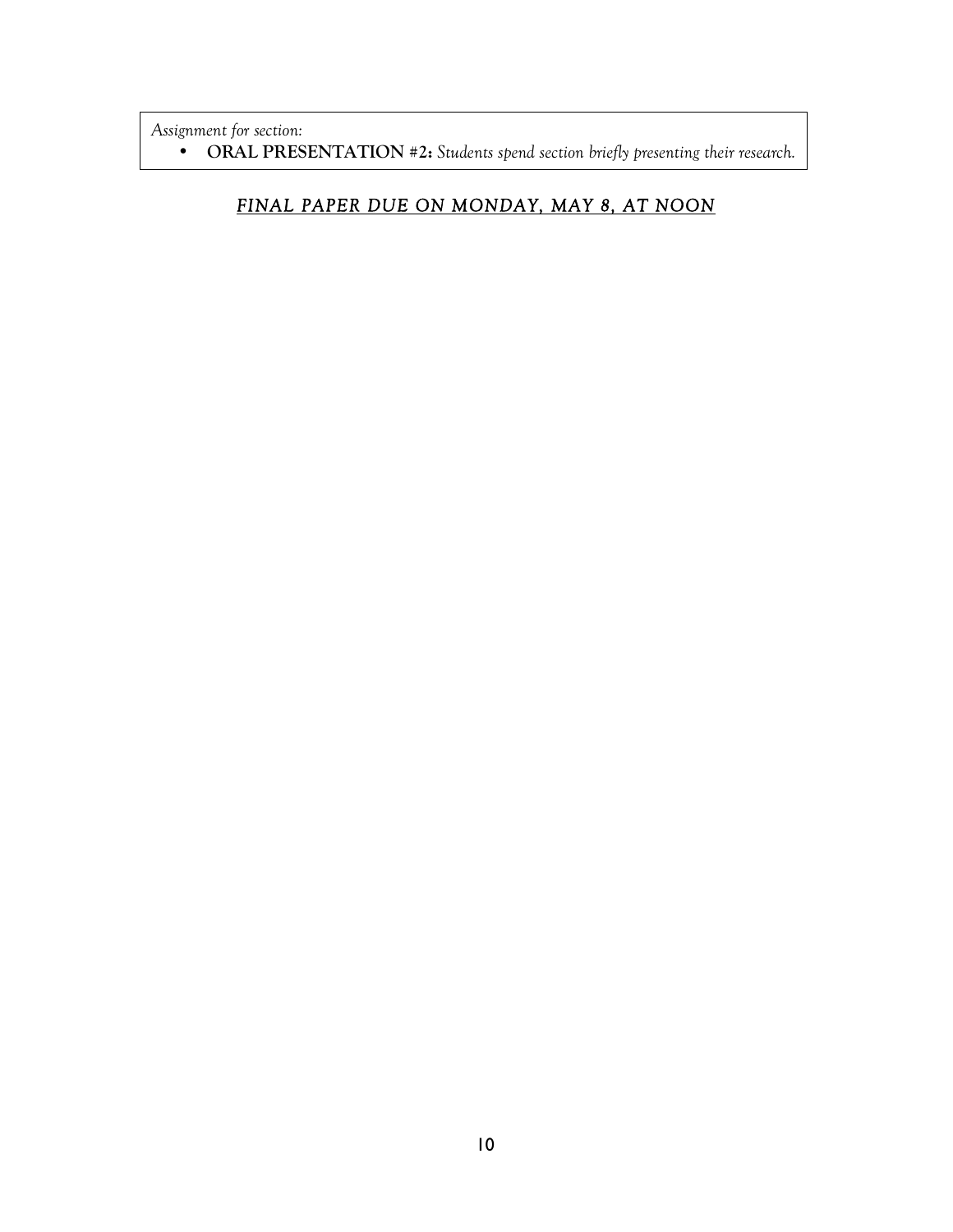*Assignment for section:*

- **ORAL PRESENTATION #2:** *Students spend section briefly presenting their research.*

***FINAL PAPER DUE ON MONDAY, MAY 8, AT NOON***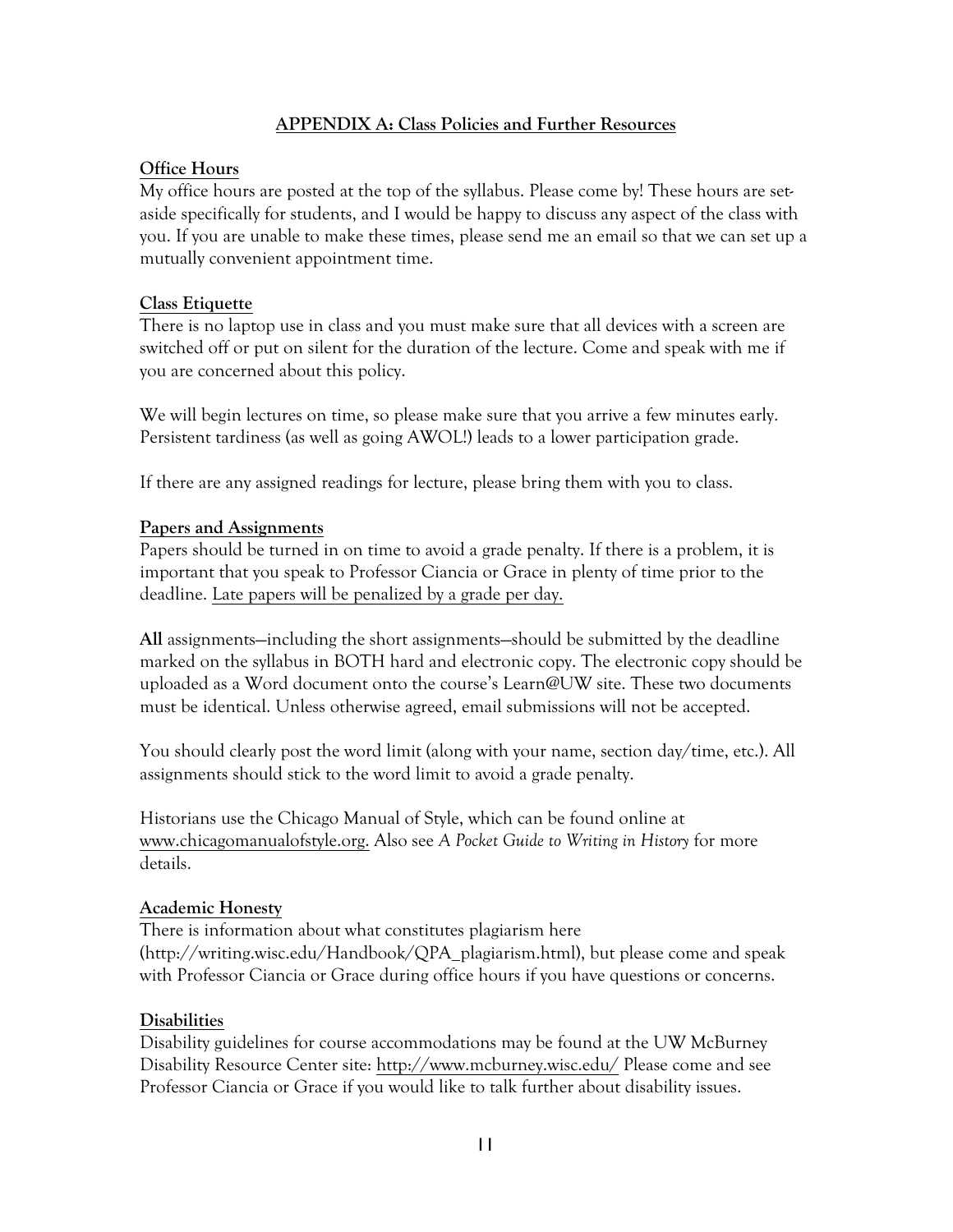## APPENDIX A: Class Policies and Further Resources

**Office Hours**

My office hours are posted at the top of the syllabus. Please come by! These hours are set-aside specifically for students, and I would be happy to discuss any aspect of the class with you. If you are unable to make these times, please send me an email so that we can set up a mutually convenient appointment time.

**Class Etiquette**

There is no laptop use in class and you must make sure that all devices with a screen are switched off or put on silent for the duration of the lecture. Come and speak with me if you are concerned about this policy.

We will begin lectures on time, so please make sure that you arrive a few minutes early. Persistent tardiness (as well as going AWOL!) leads to a lower participation grade.

If there are any assigned readings for lecture, please bring them with you to class.

**Papers and Assignments**

Papers should be turned in on time to avoid a grade penalty. If there is a problem, it is important that you speak to Professor Ciancia or Grace in plenty of time prior to the deadline. Late papers will be penalized by a grade per day.

**All** assignments—including the short assignments—should be submitted by the deadline marked on the syllabus in BOTH hard and electronic copy. The electronic copy should be uploaded as a Word document onto the course's Learn@UW site. These two documents must be identical. Unless otherwise agreed, email submissions will not be accepted.

You should clearly post the word limit (along with your name, section day/time, etc.). All assignments should stick to the word limit to avoid a grade penalty.

Historians use the Chicago Manual of Style, which can be found online at www.chicagomanualofstyle.org. Also see *A Pocket Guide to Writing in History* for more details.

**Academic Honesty**

There is information about what constitutes plagiarism here (http://writing.wisc.edu/Handbook/QPA_plagiarism.html), but please come and speak with Professor Ciancia or Grace during office hours if you have questions or concerns.

**Disabilities**

Disability guidelines for course accommodations may be found at the UW McBurney Disability Resource Center site: http://www.mcburney.wisc.edu/ Please come and see Professor Ciancia or Grace if you would like to talk further about disability issues.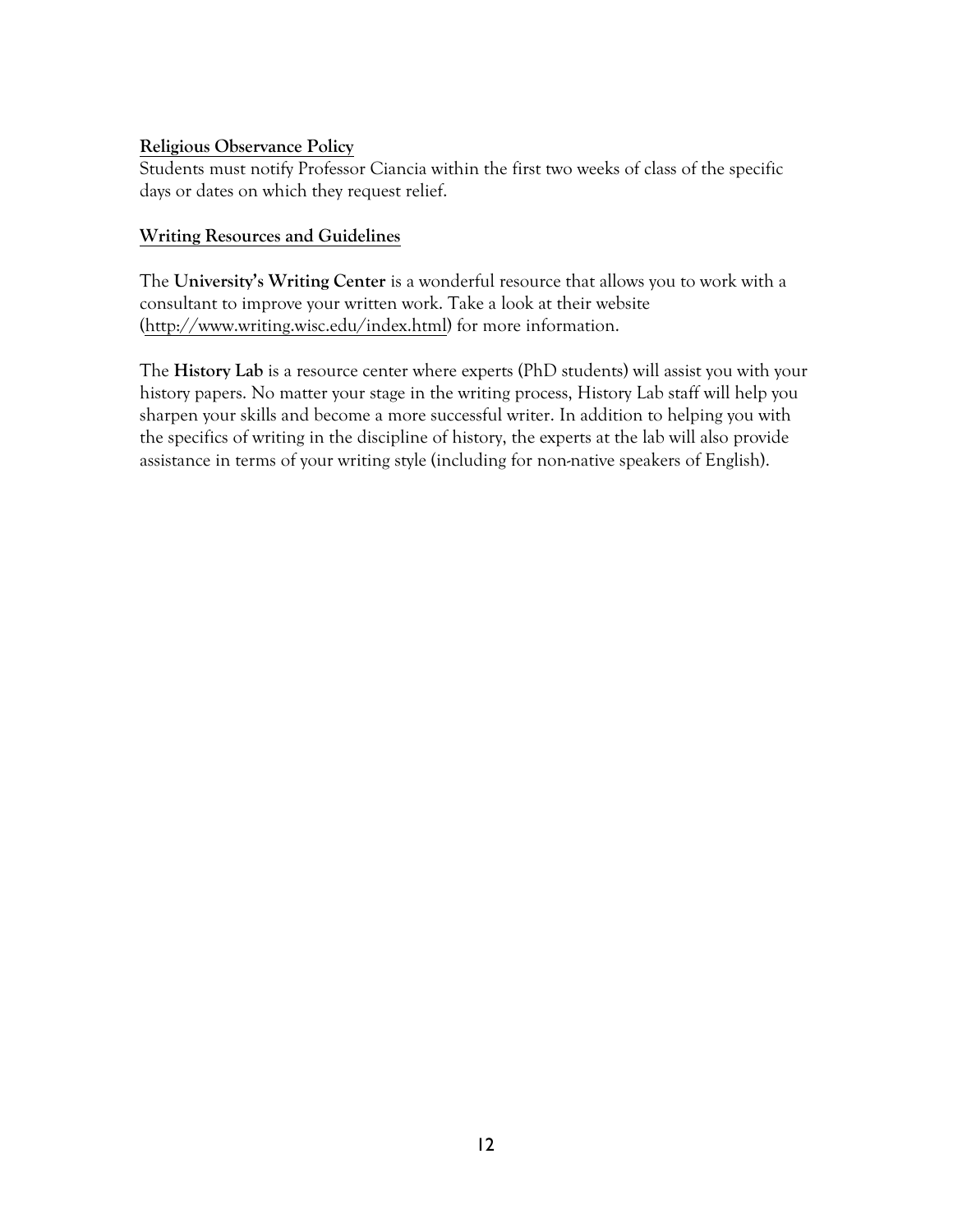**Religious Observance Policy**
Students must notify Professor Ciancia within the first two weeks of class of the specific days or dates on which they request relief.

**Writing Resources and Guidelines**

The **University's Writing Center** is a wonderful resource that allows you to work with a consultant to improve your written work. Take a look at their website (http://www.writing.wisc.edu/index.html) for more information.

The **History Lab** is a resource center where experts (PhD students) will assist you with your history papers. No matter your stage in the writing process, History Lab staff will help you sharpen your skills and become a more successful writer. In addition to helping you with the specifics of writing in the discipline of history, the experts at the lab will also provide assistance in terms of your writing style (including for non-native speakers of English).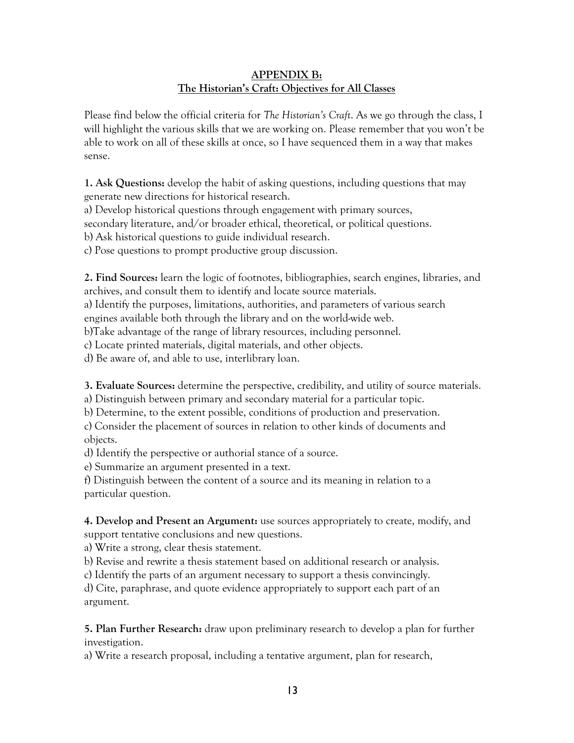## APPENDIX B:
## The Historian's Craft: Objectives for All Classes

Please find below the official criteria for *The Historian's Craft*. As we go through the class, I will highlight the various skills that we are working on. Please remember that you won't be able to work on all of these skills at once, so I have sequenced them in a way that makes sense.

**1. Ask Questions:** develop the habit of asking questions, including questions that may generate new directions for historical research.

a) Develop historical questions through engagement with primary sources, secondary literature, and/or broader ethical, theoretical, or political questions.

b) Ask historical questions to guide individual research.

c) Pose questions to prompt productive group discussion.

**2. Find Sources:** learn the logic of footnotes, bibliographies, search engines, libraries, and archives, and consult them to identify and locate source materials.

a) Identify the purposes, limitations, authorities, and parameters of various search engines available both through the library and on the world-wide web.

b)Take advantage of the range of library resources, including personnel.

c) Locate printed materials, digital materials, and other objects.

d) Be aware of, and able to use, interlibrary loan.

**3. Evaluate Sources:** determine the perspective, credibility, and utility of source materials.

a) Distinguish between primary and secondary material for a particular topic.

b) Determine, to the extent possible, conditions of production and preservation.

c) Consider the placement of sources in relation to other kinds of documents and objects.

d) Identify the perspective or authorial stance of a source.

e) Summarize an argument presented in a text.

f) Distinguish between the content of a source and its meaning in relation to a particular question.

**4. Develop and Present an Argument:** use sources appropriately to create, modify, and support tentative conclusions and new questions.

a) Write a strong, clear thesis statement.

b) Revise and rewrite a thesis statement based on additional research or analysis.

c) Identify the parts of an argument necessary to support a thesis convincingly.

d) Cite, paraphrase, and quote evidence appropriately to support each part of an argument.

**5. Plan Further Research:** draw upon preliminary research to develop a plan for further investigation.

a) Write a research proposal, including a tentative argument, plan for research,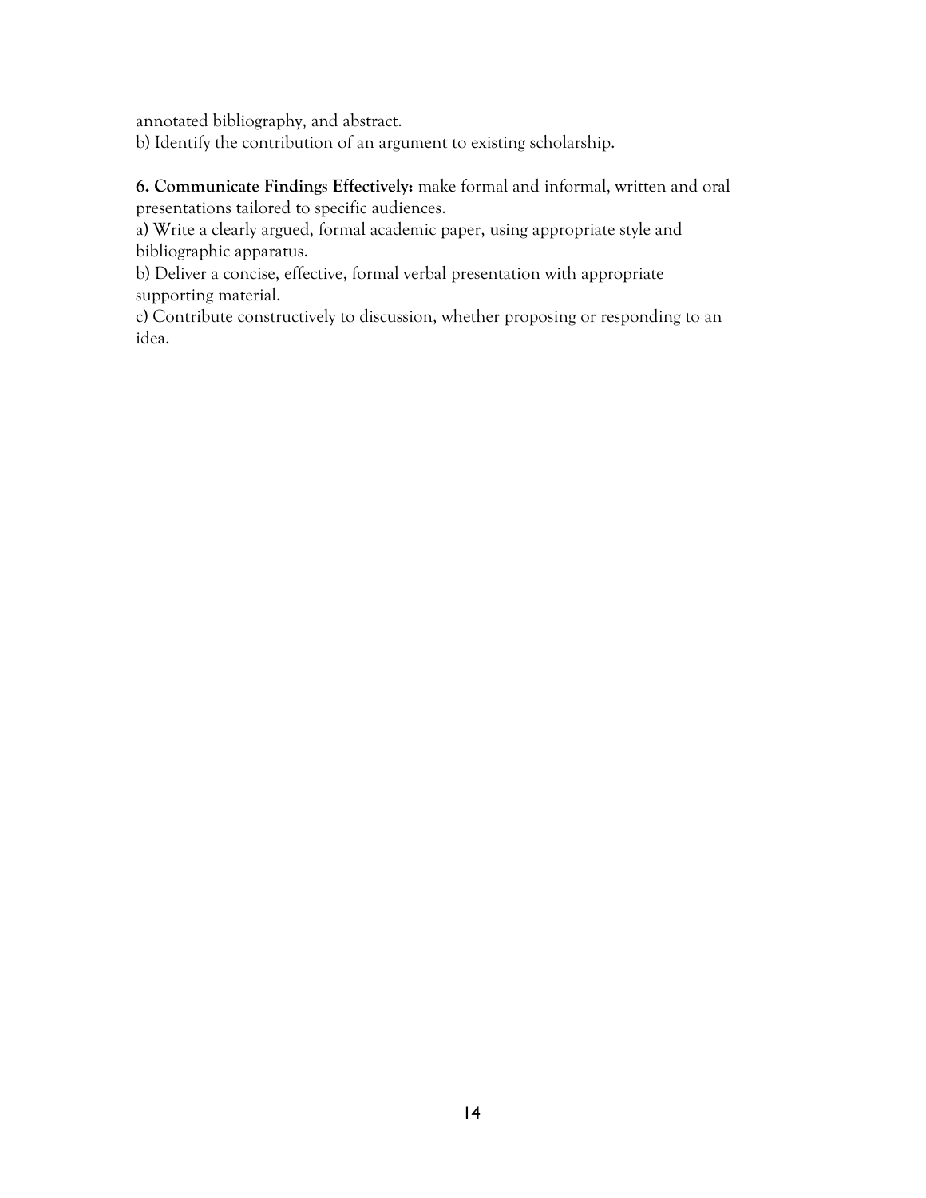annotated bibliography, and abstract.
b) Identify the contribution of an argument to existing scholarship.

**6. Communicate Findings Effectively:** make formal and informal, written and oral presentations tailored to specific audiences.
a) Write a clearly argued, formal academic paper, using appropriate style and bibliographic apparatus.
b) Deliver a concise, effective, formal verbal presentation with appropriate supporting material.
c) Contribute constructively to discussion, whether proposing or responding to an idea.